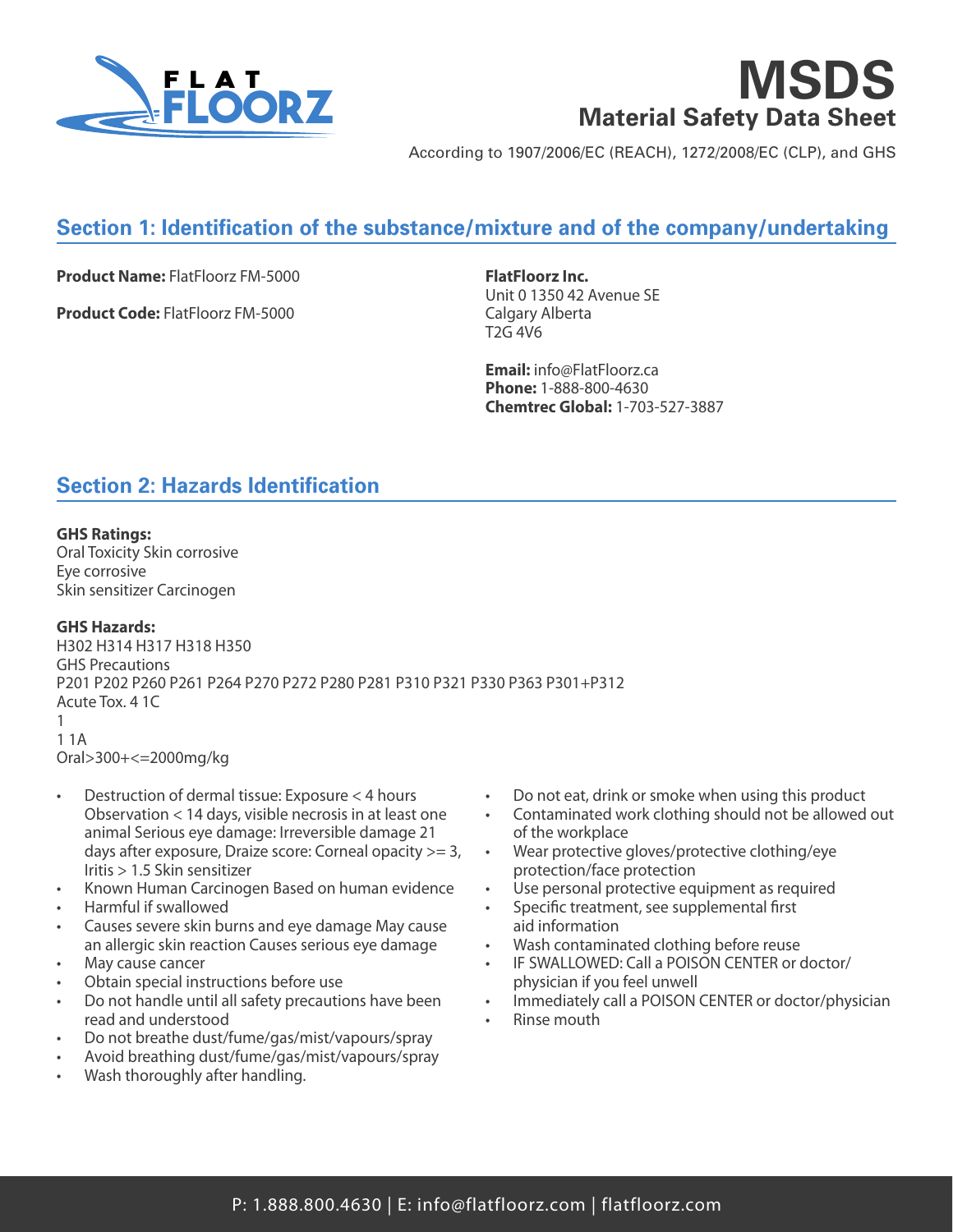# MSDS

## Material Safety Data Sheet

According to 1907/2006/EC (REACH), 1272/2008/EC (CLP), and GHS

## Section 1: Identification of the substance/mixture and of the company/undertaking

**Product Name:** FlatFloorz FM-5000

**Product Code:** FlatFloorz FM-5000

**FlatFloorz Inc.**
Unit 0 1350 42 Avenue SE
Calgary Alberta
T2G 4V6

**Email:** info@FlatFloorz.ca
**Phone:** 1-888-800-4630
**Chemtrec Global:** 1-703-527-3887

## Section 2: Hazards Identification

**GHS Ratings:**
Oral Toxicity Skin corrosive
Eye corrosive
Skin sensitizer Carcinogen

**GHS Hazards:**
H302 H314 H317 H318 H350
GHS Precautions
P201 P202 P260 P261 P264 P270 P272 P280 P281 P310 P321 P330 P363 P301+P312
Acute Tox. 4 1C
1
1 1A
Oral>300+<=2000mg/kg

- Destruction of dermal tissue: Exposure < 4 hours Observation < 14 days, visible necrosis in at least one animal Serious eye damage: Irreversible damage 21 days after exposure, Draize score: Corneal opacity >= 3, Iritis > 1.5 Skin sensitizer
- Known Human Carcinogen Based on human evidence
- Harmful if swallowed
- Causes severe skin burns and eye damage May cause an allergic skin reaction Causes serious eye damage
- May cause cancer
- Obtain special instructions before use
- Do not handle until all safety precautions have been read and understood
- Do not breathe dust/fume/gas/mist/vapours/spray
- Avoid breathing dust/fume/gas/mist/vapours/spray
- Wash thoroughly after handling.
- Do not eat, drink or smoke when using this product
- Contaminated work clothing should not be allowed out of the workplace
- Wear protective gloves/protective clothing/eye protection/face protection
- Use personal protective equipment as required
- Specific treatment, see supplemental first aid information
- Wash contaminated clothing before reuse
- IF SWALLOWED: Call a POISON CENTER or doctor/ physician if you feel unwell
- Immediately call a POISON CENTER or doctor/physician
- Rinse mouth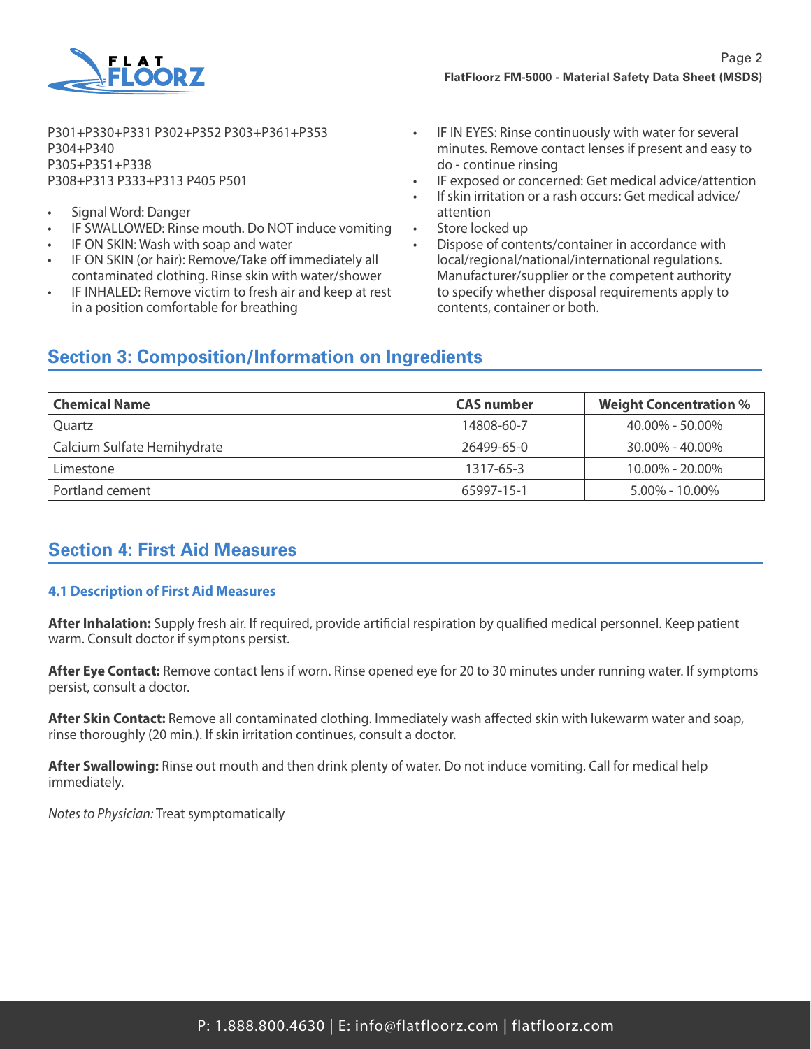P301+P330+P331 P302+P352 P303+P361+P353
P304+P340
P305+P351+P338
P308+P313 P333+P313 P405 P501

- Signal Word: Danger
- IF SWALLOWED: Rinse mouth. Do NOT induce vomiting
- IF ON SKIN: Wash with soap and water
- IF ON SKIN (or hair): Remove/Take off immediately all contaminated clothing. Rinse skin with water/shower
- IF INHALED: Remove victim to fresh air and keep at rest in a position comfortable for breathing
- IF IN EYES: Rinse continuously with water for several minutes. Remove contact lenses if present and easy to do - continue rinsing
- IF exposed or concerned: Get medical advice/attention
- If skin irritation or a rash occurs: Get medical advice/attention
- Store locked up
- Dispose of contents/container in accordance with local/regional/national/international regulations. Manufacturer/supplier or the competent authority to specify whether disposal requirements apply to contents, container or both.

## Section 3: Composition/Information on Ingredients

| Chemical Name | CAS number | Weight Concentration % |
|---|---|---|
| Quartz | 14808-60-7 | 40.00% - 50.00% |
| Calcium Sulfate Hemihydrate | 26499-65-0 | 30.00% - 40.00% |
| Limestone | 1317-65-3 | 10.00% - 20.00% |
| Portland cement | 65997-15-1 | 5.00% - 10.00% |

## Section 4: First Aid Measures

### 4.1 Description of First Aid Measures

**After Inhalation:** Supply fresh air. If required, provide artificial respiration by qualified medical personnel. Keep patient warm. Consult doctor if symptons persist.

**After Eye Contact:** Remove contact lens if worn. Rinse opened eye for 20 to 30 minutes under running water. If symptoms persist, consult a doctor.

**After Skin Contact:** Remove all contaminated clothing. Immediately wash affected skin with lukewarm water and soap, rinse thoroughly (20 min.). If skin irritation continues, consult a doctor.

**After Swallowing:** Rinse out mouth and then drink plenty of water. Do not induce vomiting. Call for medical help immediately.

*Notes to Physician:* Treat symptomatically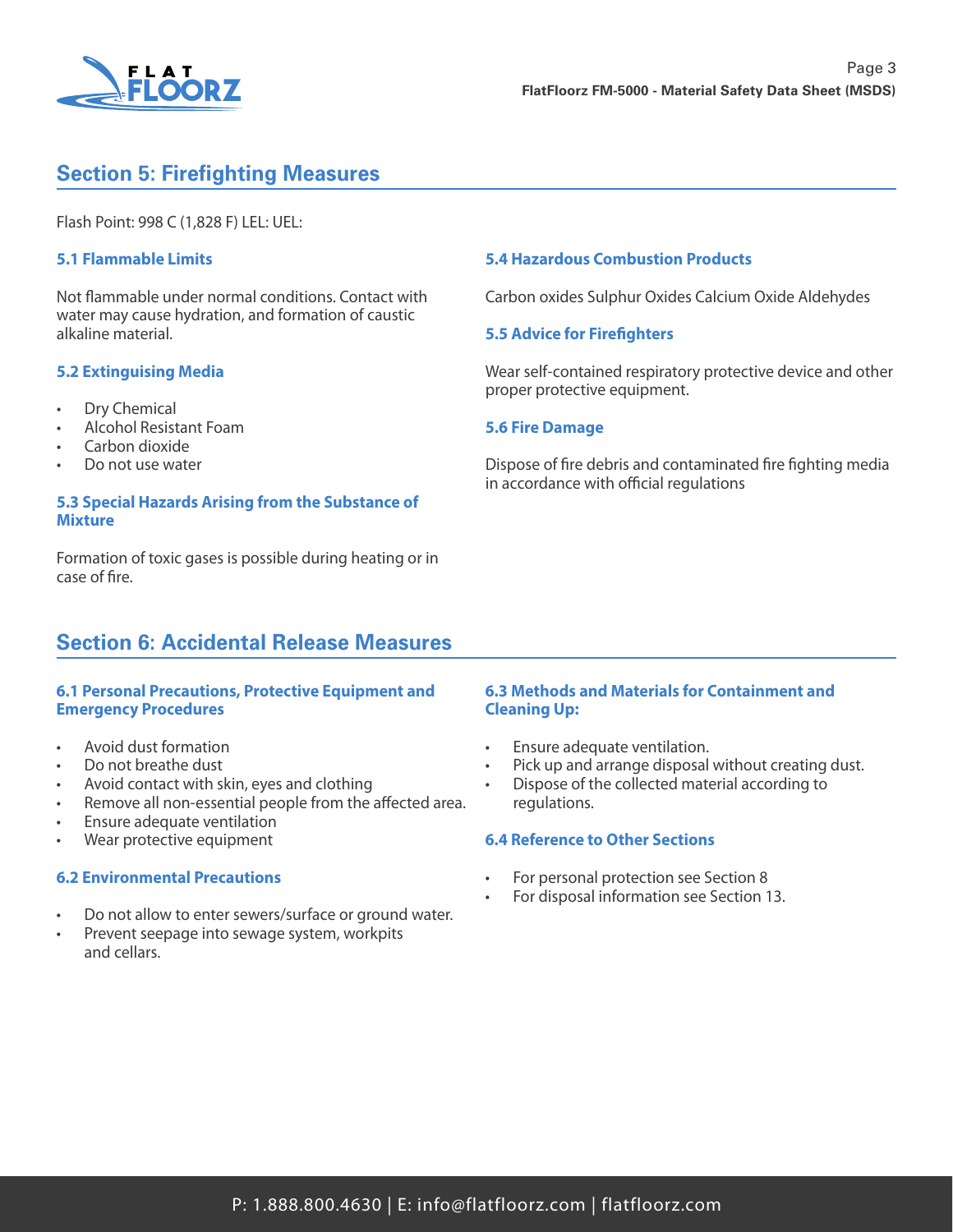## Section 5: Firefighting Measures

Flash Point: 998 C (1,828 F) LEL: UEL:

### 5.1 Flammable Limits

Not flammable under normal conditions. Contact with water may cause hydration, and formation of caustic alkaline material.

### 5.2 Extinguising Media

- Dry Chemical
- Alcohol Resistant Foam
- Carbon dioxide
- Do not use water

### 5.3 Special Hazards Arising from the Substance of Mixture

Formation of toxic gases is possible during heating or in case of fire.

### 5.4 Hazardous Combustion Products

Carbon oxides Sulphur Oxides Calcium Oxide Aldehydes

### 5.5 Advice for Firefighters

Wear self-contained respiratory protective device and other proper protective equipment.

### 5.6 Fire Damage

Dispose of fire debris and contaminated fire fighting media in accordance with official regulations

## Section 6: Accidental Release Measures

### 6.1 Personal Precautions, Protective Equipment and Emergency Procedures

- Avoid dust formation
- Do not breathe dust
- Avoid contact with skin, eyes and clothing
- Remove all non-essential people from the affected area.
- Ensure adequate ventilation
- Wear protective equipment

### 6.2 Environmental Precautions

- Do not allow to enter sewers/surface or ground water.
- Prevent seepage into sewage system, workpits and cellars.

### 6.3 Methods and Materials for Containment and Cleaning Up:

- Ensure adequate ventilation.
- Pick up and arrange disposal without creating dust.
- Dispose of the collected material according to regulations.

### 6.4 Reference to Other Sections

- For personal protection see Section 8
- For disposal information see Section 13.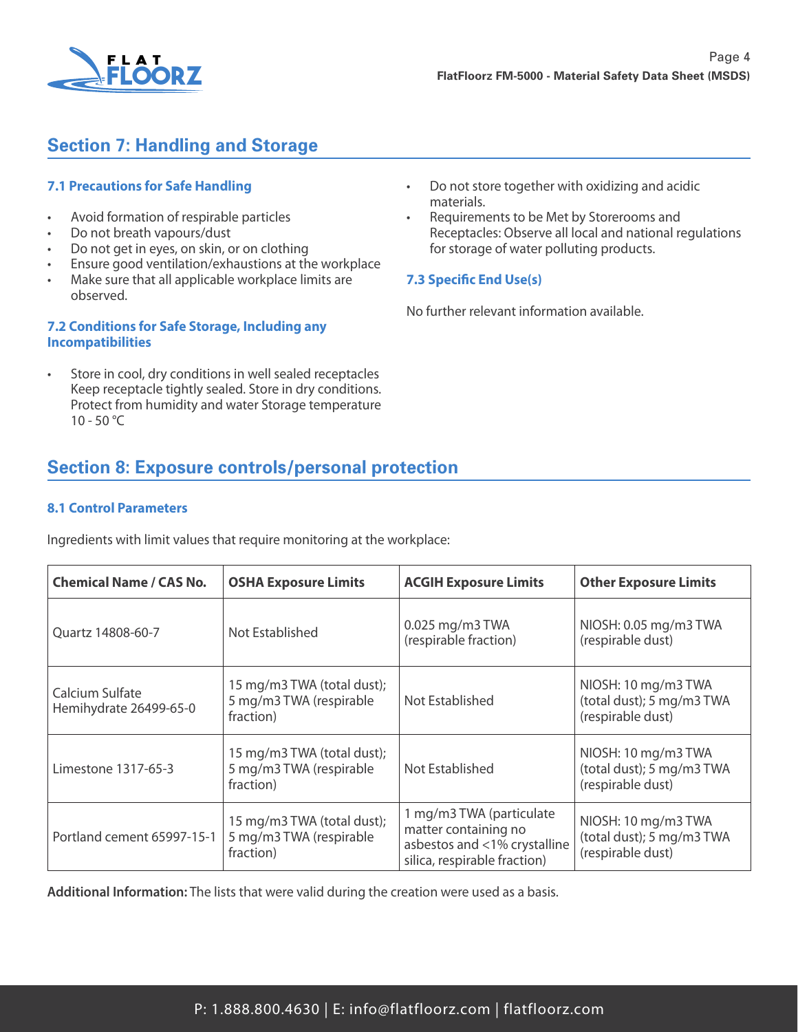## Section 7: Handling and Storage

### 7.1 Precautions for Safe Handling

- Avoid formation of respirable particles
- Do not breath vapours/dust
- Do not get in eyes, on skin, or on clothing
- Ensure good ventilation/exhaustions at the workplace
- Make sure that all applicable workplace limits are observed.

### 7.2 Conditions for Safe Storage, Including any Incompatibilities

- Store in cool, dry conditions in well sealed receptacles Keep receptacle tightly sealed. Store in dry conditions. Protect from humidity and water Storage temperature 10 - 50 °C
- Do not store together with oxidizing and acidic materials.
- Requirements to be Met by Storerooms and Receptacles: Observe all local and national regulations for storage of water polluting products.

### 7.3 Specific End Use(s)

No further relevant information available.

## Section 8: Exposure controls/personal protection

### 8.1 Control Parameters

Ingredients with limit values that require monitoring at the workplace:

| Chemical Name / CAS No. | OSHA Exposure Limits | ACGIH Exposure Limits | Other Exposure Limits |
|---|---|---|---|
| Quartz 14808-60-7 | Not Established | 0.025 mg/m3 TWA (respirable fraction) | NIOSH: 0.05 mg/m3 TWA (respirable dust) |
| Calcium Sulfate Hemihydrate 26499-65-0 | 15 mg/m3 TWA (total dust); 5 mg/m3 TWA (respirable fraction) | Not Established | NIOSH: 10 mg/m3 TWA (total dust); 5 mg/m3 TWA (respirable dust) |
| Limestone 1317-65-3 | 15 mg/m3 TWA (total dust); 5 mg/m3 TWA (respirable fraction) | Not Established | NIOSH: 10 mg/m3 TWA (total dust); 5 mg/m3 TWA (respirable dust) |
| Portland cement 65997-15-1 | 15 mg/m3 TWA (total dust); 5 mg/m3 TWA (respirable fraction) | 1 mg/m3 TWA (particulate matter containing no asbestos and <1% crystalline silica, respirable fraction) | NIOSH: 10 mg/m3 TWA (total dust); 5 mg/m3 TWA (respirable dust) |

**Additional Information:** The lists that were valid during the creation were used as a basis.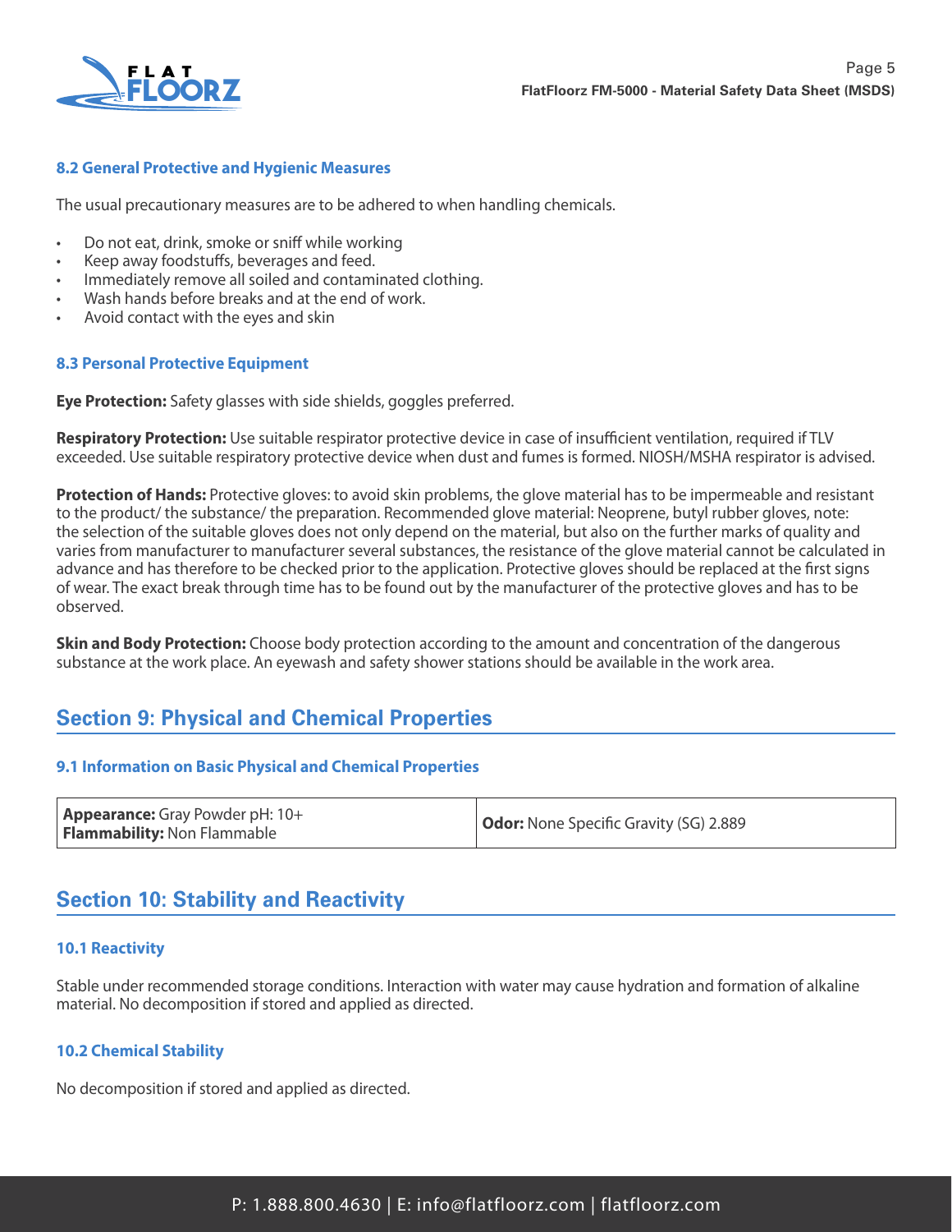### 8.2 General Protective and Hygienic Measures

The usual precautionary measures are to be adhered to when handling chemicals.

- Do not eat, drink, smoke or sniff while working
- Keep away foodstuffs, beverages and feed.
- Immediately remove all soiled and contaminated clothing.
- Wash hands before breaks and at the end of work.
- Avoid contact with the eyes and skin

### 8.3 Personal Protective Equipment

**Eye Protection:** Safety glasses with side shields, goggles preferred.

**Respiratory Protection:** Use suitable respirator protective device in case of insufficient ventilation, required if TLV exceeded. Use suitable respiratory protective device when dust and fumes is formed. NIOSH/MSHA respirator is advised.

**Protection of Hands:** Protective gloves: to avoid skin problems, the glove material has to be impermeable and resistant to the product/ the substance/ the preparation. Recommended glove material: Neoprene, butyl rubber gloves, note: the selection of the suitable gloves does not only depend on the material, but also on the further marks of quality and varies from manufacturer to manufacturer several substances, the resistance of the glove material cannot be calculated in advance and has therefore to be checked prior to the application. Protective gloves should be replaced at the first signs of wear. The exact break through time has to be found out by the manufacturer of the protective gloves and has to be observed.

**Skin and Body Protection:** Choose body protection according to the amount and concentration of the dangerous substance at the work place. An eyewash and safety shower stations should be available in the work area.

## Section 9: Physical and Chemical Properties

### 9.1 Information on Basic Physical and Chemical Properties

| | |
|---|---|
| **Appearance:** Gray Powder pH: 10+<br>**Flammability:** Non Flammable | **Odor:** None Specific Gravity (SG) 2.889 |

## Section 10: Stability and Reactivity

### 10.1 Reactivity

Stable under recommended storage conditions. Interaction with water may cause hydration and formation of alkaline material. No decomposition if stored and applied as directed.

### 10.2 Chemical Stability

No decomposition if stored and applied as directed.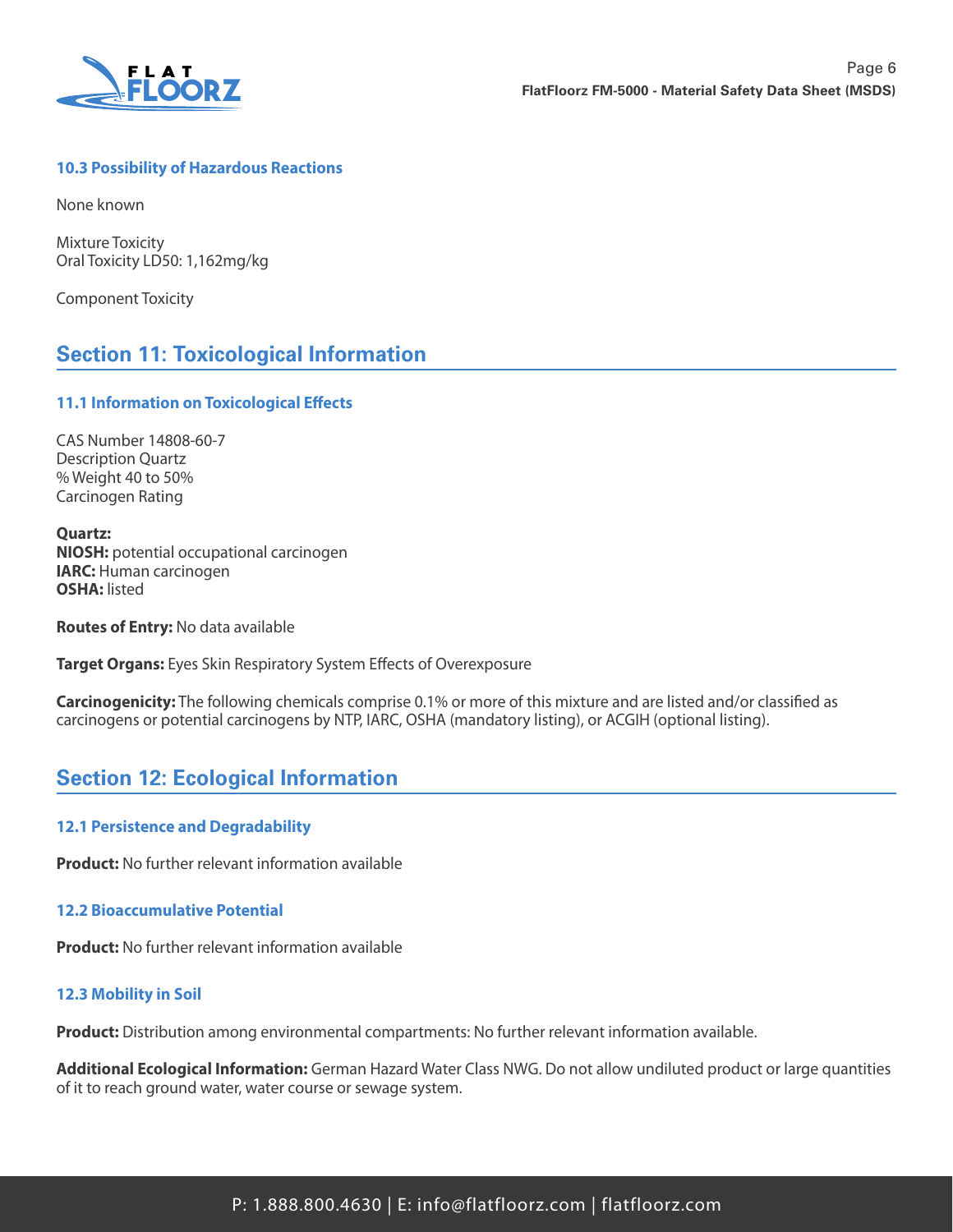### 10.3 Possibility of Hazardous Reactions

None known

Mixture Toxicity
Oral Toxicity LD50: 1,162mg/kg

Component Toxicity

## Section 11: Toxicological Information

### 11.1 Information on Toxicological Effects

CAS Number 14808-60-7
Description Quartz
% Weight 40 to 50%
Carcinogen Rating

**Quartz:**
**NIOSH:** potential occupational carcinogen
**IARC:** Human carcinogen
**OSHA:** listed

**Routes of Entry:** No data available

**Target Organs:** Eyes Skin Respiratory System Effects of Overexposure

**Carcinogenicity:** The following chemicals comprise 0.1% or more of this mixture and are listed and/or classified as carcinogens or potential carcinogens by NTP, IARC, OSHA (mandatory listing), or ACGIH (optional listing).

## Section 12: Ecological Information

### 12.1 Persistence and Degradability

**Product:** No further relevant information available

### 12.2 Bioaccumulative Potential

**Product:** No further relevant information available

### 12.3 Mobility in Soil

**Product:** Distribution among environmental compartments: No further relevant information available.

**Additional Ecological Information:** German Hazard Water Class NWG. Do not allow undiluted product or large quantities of it to reach ground water, water course or sewage system.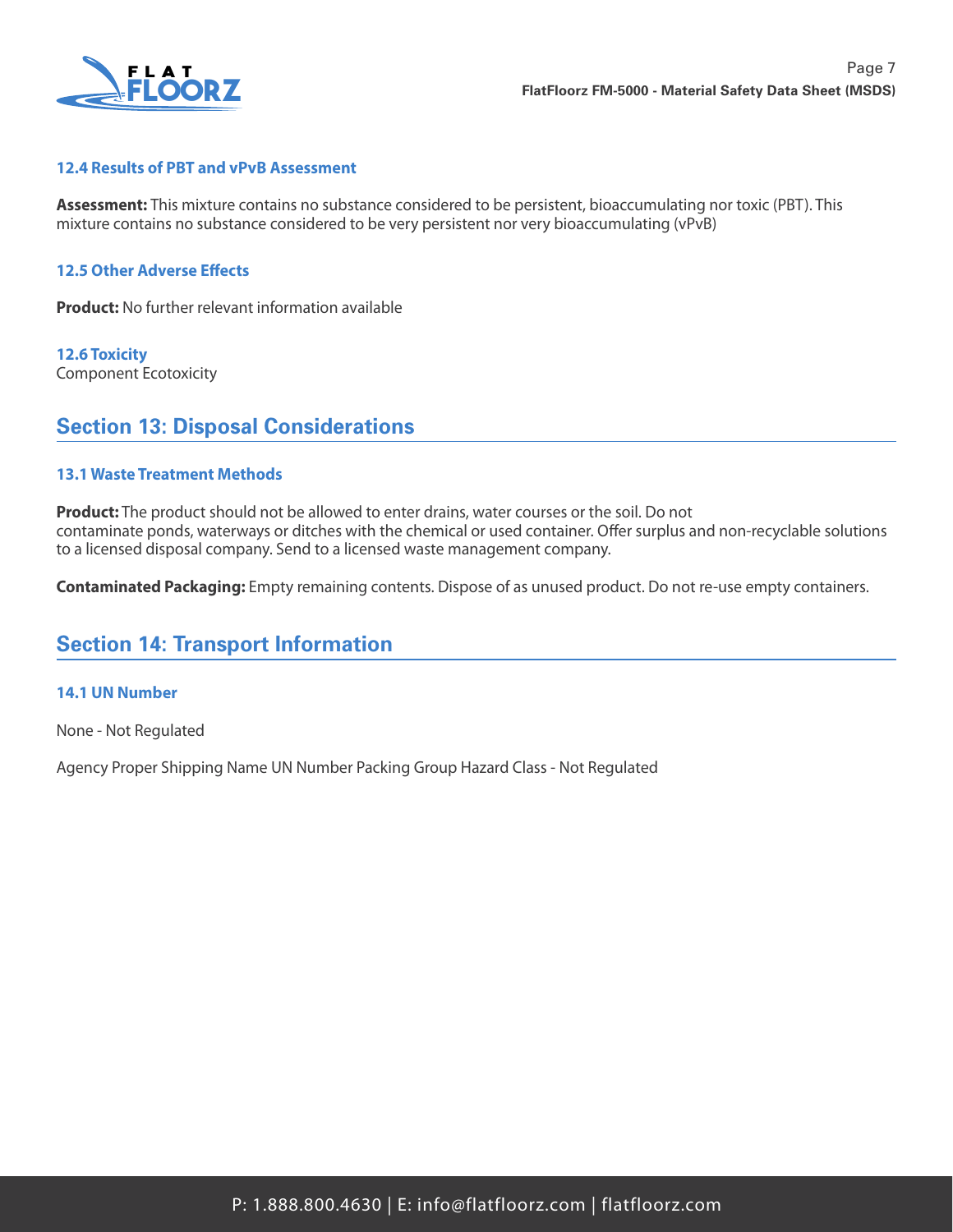### 12.4 Results of PBT and vPvB Assessment

**Assessment:** This mixture contains no substance considered to be persistent, bioaccumulating nor toxic (PBT). This mixture contains no substance considered to be very persistent nor very bioaccumulating (vPvB)

### 12.5 Other Adverse Effects

**Product:** No further relevant information available

### 12.6 Toxicity

Component Ecotoxicity

## Section 13: Disposal Considerations

### 13.1 Waste Treatment Methods

**Product:** The product should not be allowed to enter drains, water courses or the soil. Do not contaminate ponds, waterways or ditches with the chemical or used container. Offer surplus and non-recyclable solutions to a licensed disposal company. Send to a licensed waste management company.

**Contaminated Packaging:** Empty remaining contents. Dispose of as unused product. Do not re-use empty containers.

## Section 14: Transport Information

### 14.1 UN Number

None - Not Regulated

Agency Proper Shipping Name UN Number Packing Group Hazard Class - Not Regulated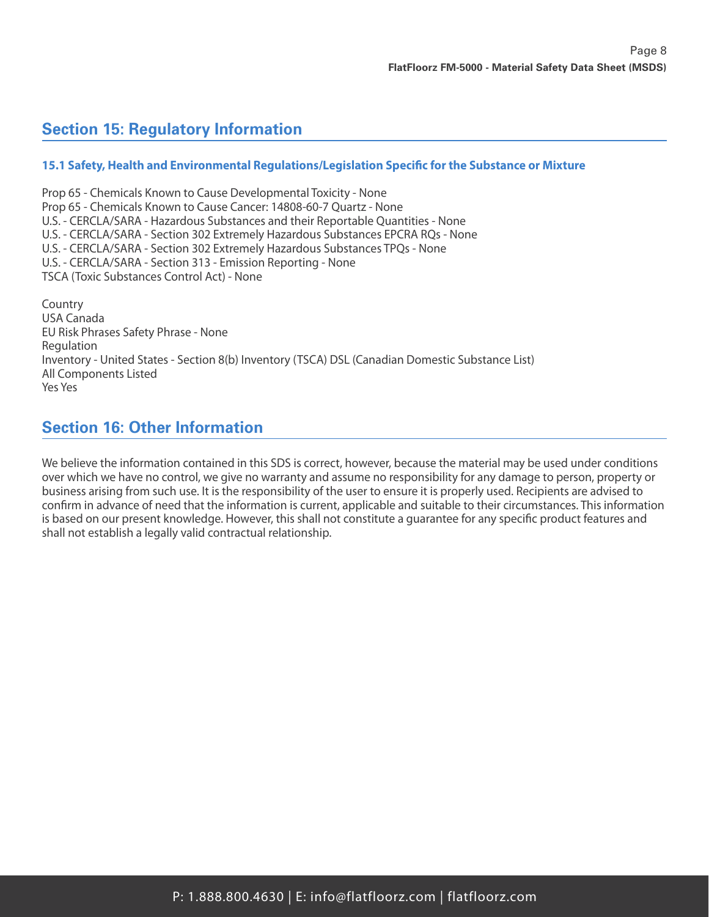## Section 15: Regulatory Information

### 15.1 Safety, Health and Environmental Regulations/Legislation Specific for the Substance or Mixture

Prop 65 - Chemicals Known to Cause Developmental Toxicity - None
Prop 65 - Chemicals Known to Cause Cancer: 14808-60-7 Quartz - None
U.S. - CERCLA/SARA - Hazardous Substances and their Reportable Quantities - None
U.S. - CERCLA/SARA - Section 302 Extremely Hazardous Substances EPCRA RQs - None
U.S. - CERCLA/SARA - Section 302 Extremely Hazardous Substances TPQs - None
U.S. - CERCLA/SARA - Section 313 - Emission Reporting - None
TSCA (Toxic Substances Control Act) - None

Country
USA Canada
EU Risk Phrases Safety Phrase - None
Regulation
Inventory - United States - Section 8(b) Inventory (TSCA) DSL (Canadian Domestic Substance List)
All Components Listed
Yes Yes

## Section 16: Other Information

We believe the information contained in this SDS is correct, however, because the material may be used under conditions over which we have no control, we give no warranty and assume no responsibility for any damage to person, property or business arising from such use. It is the responsibility of the user to ensure it is properly used. Recipients are advised to confirm in advance of need that the information is current, applicable and suitable to their circumstances. This information is based on our present knowledge. However, this shall not constitute a guarantee for any specific product features and shall not establish a legally valid contractual relationship.